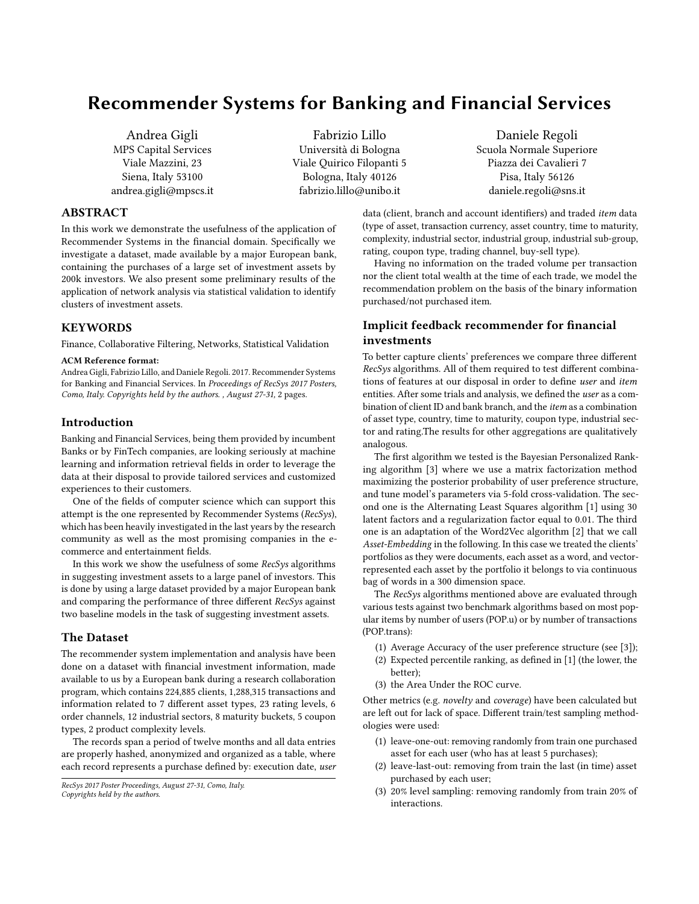# Recommender Systems for Banking and Financial Services

Andrea Gigli
MPS Capital Services
Viale Mazzini, 23
Siena, Italy 53100
andrea.gigli@mpscs.it

Fabrizio Lillo
Università di Bologna
Viale Quirico Filopanti 5
Bologna, Italy 40126
fabrizio.lillo@unibo.it

Daniele Regoli
Scuola Normale Superiore
Piazza dei Cavalieri 7
Pisa, Italy 56126
daniele.regoli@sns.it

## ABSTRACT

In this work we demonstrate the usefulness of the application of Recommender Systems in the financial domain. Specifically we investigate a dataset, made available by a major European bank, containing the purchases of a large set of investment assets by 200k investors. We also present some preliminary results of the application of network analysis via statistical validation to identify clusters of investment assets.

## KEYWORDS

Finance, Collaborative Filtering, Networks, Statistical Validation

**ACM Reference format:**
Andrea Gigli, Fabrizio Lillo, and Daniele Regoli. 2017. Recommender Systems for Banking and Financial Services. In *Proceedings of RecSys 2017 Posters, Como, Italy. Copyrights held by the authors. , August 27-31,* 2 pages.

## Introduction

Banking and Financial Services, being them provided by incumbent Banks or by FinTech companies, are looking seriously at machine learning and information retrieval fields in order to leverage the data at their disposal to provide tailored services and customized experiences to their customers.

One of the fields of computer science which can support this attempt is the one represented by Recommender Systems (*RecSys*), which has been heavily investigated in the last years by the research community as well as the most promising companies in the e-commerce and entertainment fields.

In this work we show the usefulness of some *RecSys* algorithms in suggesting investment assets to a large panel of investors. This is done by using a large dataset provided by a major European bank and comparing the performance of three different *RecSys* against two baseline models in the task of suggesting investment assets.

## The Dataset

The recommender system implementation and analysis have been done on a dataset with financial investment information, made available to us by a European bank during a research collaboration program, which contains 224,885 clients, 1,288,315 transactions and information related to 7 different asset types, 23 rating levels, 6 order channels, 12 industrial sectors, 8 maturity buckets, 5 coupon types, 2 product complexity levels.

The records span a period of twelve months and all data entries are properly hashed, anonymized and organized as a table, where each record represents a purchase defined by: execution date, *user* data (client, branch and account identifiers) and traded *item* data (type of asset, transaction currency, asset country, time to maturity, complexity, industrial sector, industrial group, industrial sub-group, rating, coupon type, trading channel, buy-sell type).

Having no information on the traded volume per transaction nor the client total wealth at the time of each trade, we model the recommendation problem on the basis of the binary information purchased/not purchased item.

*RecSys 2017 Poster Proceedings, August 27-31, Como, Italy.*
*Copyrights held by the authors.*

## Implicit feedback recommender for financial investments

To better capture clients' preferences we compare three different *RecSys* algorithms. All of them required to test different combinations of features at our disposal in order to define *user* and *item* entities. After some trials and analysis, we defined the *user* as a combination of client ID and bank branch, and the *item* as a combination of asset type, country, time to maturity, coupon type, industrial sector and rating.The results for other aggregations are qualitatively analogous.

The first algorithm we tested is the Bayesian Personalized Ranking algorithm [3] where we use a matrix factorization method maximizing the posterior probability of user preference structure, and tune model's parameters via 5-fold cross-validation. The second one is the Alternating Least Squares algorithm [1] using 30 latent factors and a regularization factor equal to 0.01. The third one is an adaptation of the Word2Vec algorithm [2] that we call *Asset-Embedding* in the following. In this case we treated the clients' portfolios as they were documents, each asset as a word, and vector-represented each asset by the portfolio it belongs to via continuous bag of words in a 300 dimension space.

The *RecSys* algorithms mentioned above are evaluated through various tests against two benchmark algorithms based on most popular items by number of users (POP.u) or by number of transactions (POP.trans):

1. Average Accuracy of the user preference structure (see [3]);
2. Expected percentile ranking, as defined in [1] (the lower, the better);
3. the Area Under the ROC curve.

Other metrics (e.g. *novelty* and *coverage*) have been calculated but are left out for lack of space. Different train/test sampling methodologies were used:

1. leave-one-out: removing randomly from train one purchased asset for each user (who has at least 5 purchases);
2. leave-last-out: removing from train the last (in time) asset purchased by each user;
3. 20% level sampling: removing randomly from train 20% of interactions.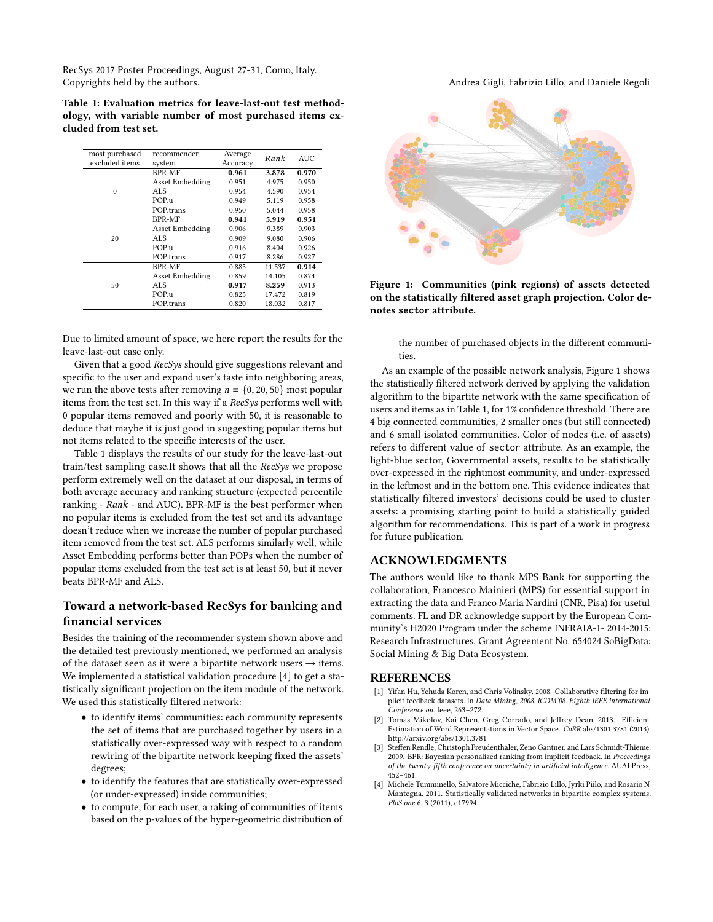**Table 1: Evaluation metrics for leave-last-out test methodology, with variable number of most purchased items excluded from test set.**

| most purchased excluded items | recommender system | Average Accuracy | *Rank* | AUC |
|---|---|---|---|---|
| 0 | BPR-MF | **0.961** | **3.878** | **0.970** |
| | Asset Embedding | 0.951 | 4.975 | 0.950 |
| | ALS | 0.954 | 4.590 | 0.954 |
| | POP.u | 0.949 | 5.119 | 0.958 |
| | POP.trans | 0.950 | 5.044 | 0.958 |
| 20 | BPR-MF | **0.941** | **5.919** | **0.951** |
| | Asset Embedding | 0.906 | 9.389 | 0.903 |
| | ALS | 0.909 | 9.080 | 0.906 |
| | POP.u | 0.916 | 8.404 | 0.926 |
| | POP.trans | 0.917 | 8.286 | 0.927 |
| 50 | BPR-MF | 0.885 | 11.537 | **0.914** |
| | Asset Embedding | 0.859 | 14.105 | 0.874 |
| | ALS | **0.917** | **8.259** | 0.913 |
| | POP.u | 0.825 | 17.472 | 0.819 |
| | POP.trans | 0.820 | 18.032 | 0.817 |

Due to limited amount of space, we here report the results for the leave-last-out case only.

Given that a good *RecSys* should give suggestions relevant and specific to the user and expand user's taste into neighboring areas, we run the above tests after removing $n = \{0, 20, 50\}$ most popular items from the test set. In this way if a *RecSys* performs well with 0 popular items removed and poorly with 50, it is reasonable to deduce that maybe it is just good in suggesting popular items but not items related to the specific interests of the user.

Table 1 displays the results of our study for the leave-last-out train/test sampling case.It shows that all the *RecSys* we propose perform extremely well on the dataset at our disposal, in terms of both average accuracy and ranking structure (expected percentile ranking - *Rank* - and AUC). BPR-MF is the best performer when no popular items is excluded from the test set and its advantage doesn't reduce when we increase the number of popular purchased item removed from the test set. ALS performs similarly well, while Asset Embedding performs better than POPs when the number of popular items excluded from the test set is at least 50, but it never beats BPR-MF and ALS.

## Toward a network-based RecSys for banking and financial services

Besides the training of the recommender system shown above and the detailed test previously mentioned, we performed an analysis of the dataset seen as it were a bipartite network users → items. We implemented a statistical validation procedure [4] to get a statistically significant projection on the item module of the network. We used this statistically filtered network:

- to identify items' communities: each community represents the set of items that are purchased together by users in a statistically over-expressed way with respect to a random rewiring of the bipartite network keeping fixed the assets' degrees;
- to identify the features that are statistically over-expressed (or under-expressed) inside communities;
- to compute, for each user, a raking of communities of items based on the p-values of the hyper-geometric distribution of the number of purchased objects in the different communities.

**Figure 1: Communities (pink regions) of assets detected on the statistically filtered asset graph projection. Color denotes `sector` attribute.**

As an example of the possible network analysis, Figure 1 shows the statistically filtered network derived by applying the validation algorithm to the bipartite network with the same specification of users and items as in Table 1, for 1% confidence threshold. There are 4 big connected communities, 2 smaller ones (but still connected) and 6 small isolated communities. Color of nodes (i.e. of assets) refers to different value of `sector` attribute. As an example, the light-blue sector, Governmental assets, results to be statistically over-expressed in the rightmost community, and under-expressed in the leftmost and in the bottom one. This evidence indicates that statistically filtered investors' decisions could be used to cluster assets: a promising starting point to build a statistically guided algorithm for recommendations. This is part of a work in progress for future publication.

## ACKNOWLEDGMENTS

The authors would like to thank MPS Bank for supporting the collaboration, Francesco Mainieri (MPS) for essential support in extracting the data and Franco Maria Nardini (CNR, Pisa) for useful comments. FL and DR acknowledge support by the European Community's H2020 Program under the scheme INFRAIA-1- 2014-2015: Research Infrastructures, Grant Agreement No. 654024 SoBigData: Social Mining & Big Data Ecosystem.

## REFERENCES

[1] Yifan Hu, Yehuda Koren, and Chris Volinsky. 2008. Collaborative filtering for implicit feedback datasets. In *Data Mining, 2008. ICDM'08. Eighth IEEE International Conference on*. Ieee, 263–272.

[2] Tomas Mikolov, Kai Chen, Greg Corrado, and Jeffrey Dean. 2013. Efficient Estimation of Word Representations in Vector Space. *CoRR* abs/1301.3781 (2013). http://arxiv.org/abs/1301.3781

[3] Steffen Rendle, Christoph Freudenthaler, Zeno Gantner, and Lars Schmidt-Thieme. 2009. BPR: Bayesian personalized ranking from implicit feedback. In *Proceedings of the twenty-fifth conference on uncertainty in artificial intelligence*. AUAI Press, 452–461.

[4] Michele Tumminello, Salvatore Micciche, Fabrizio Lillo, Jyrki Piilo, and Rosario N Mantegna. 2011. Statistically validated networks in bipartite complex systems. *PloS one* 6, 3 (2011), e17994.